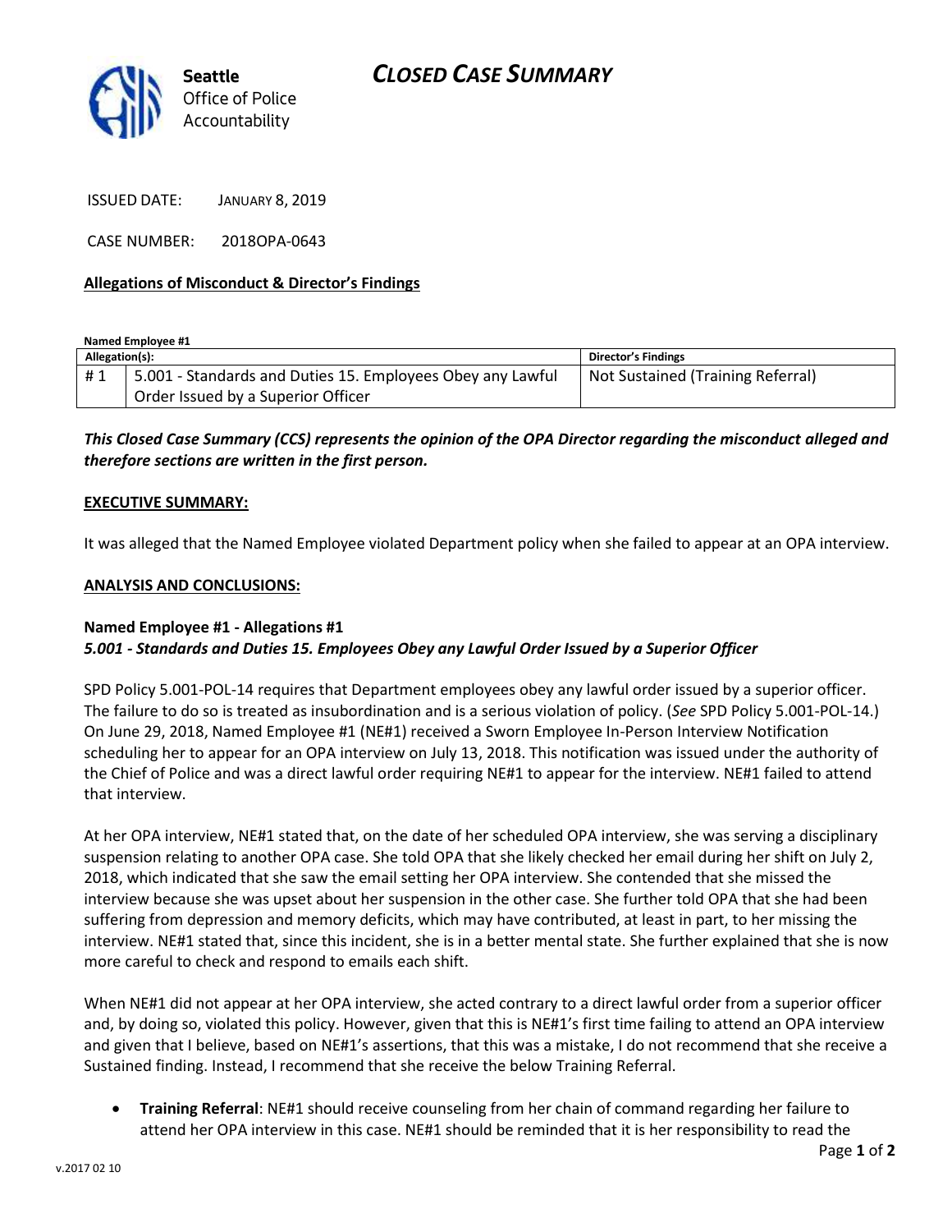# CLOSED CASE SUMMARY

Seattle Office of Police Accountability

ISSUED DATE: JANUARY 8, 2019

CASE NUMBER: 2018OPA-0643

**Allegations of Misconduct & Director's Findings**

**Named Employee #1**

| Allegation(s): | | Director's Findings |
|---|---|---|
| # 1 | 5.001 - Standards and Duties 15. Employees Obey any Lawful Order Issued by a Superior Officer | Not Sustained (Training Referral) |

***This Closed Case Summary (CCS) represents the opinion of the OPA Director regarding the misconduct alleged and therefore sections are written in the first person.***

**EXECUTIVE SUMMARY:**

It was alleged that the Named Employee violated Department policy when she failed to appear at an OPA interview.

**ANALYSIS AND CONCLUSIONS:**

**Named Employee #1 - Allegations #1**
***5.001 - Standards and Duties 15. Employees Obey any Lawful Order Issued by a Superior Officer***

SPD Policy 5.001-POL-14 requires that Department employees obey any lawful order issued by a superior officer. The failure to do so is treated as insubordination and is a serious violation of policy. (*See* SPD Policy 5.001-POL-14.) On June 29, 2018, Named Employee #1 (NE#1) received a Sworn Employee In-Person Interview Notification scheduling her to appear for an OPA interview on July 13, 2018. This notification was issued under the authority of the Chief of Police and was a direct lawful order requiring NE#1 to appear for the interview. NE#1 failed to attend that interview.

At her OPA interview, NE#1 stated that, on the date of her scheduled OPA interview, she was serving a disciplinary suspension relating to another OPA case. She told OPA that she likely checked her email during her shift on July 2, 2018, which indicated that she saw the email setting her OPA interview. She contended that she missed the interview because she was upset about her suspension in the other case. She further told OPA that she had been suffering from depression and memory deficits, which may have contributed, at least in part, to her missing the interview. NE#1 stated that, since this incident, she is in a better mental state. She further explained that she is now more careful to check and respond to emails each shift.

When NE#1 did not appear at her OPA interview, she acted contrary to a direct lawful order from a superior officer and, by doing so, violated this policy. However, given that this is NE#1's first time failing to attend an OPA interview and given that I believe, based on NE#1's assertions, that this was a mistake, I do not recommend that she receive a Sustained finding. Instead, I recommend that she receive the below Training Referral.

- **Training Referral**: NE#1 should receive counseling from her chain of command regarding her failure to attend her OPA interview in this case. NE#1 should be reminded that it is her responsibility to read the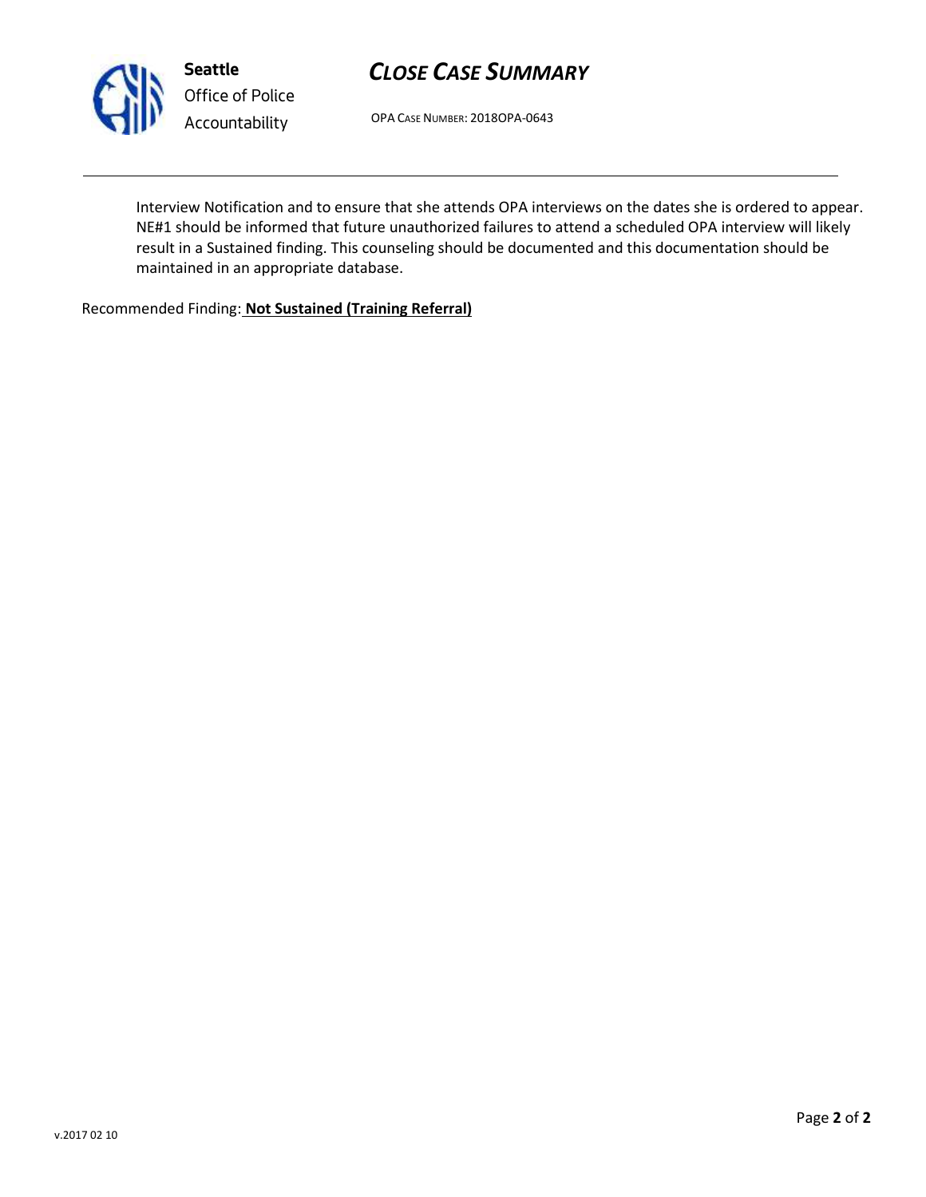Interview Notification and to ensure that she attends OPA interviews on the dates she is ordered to appear. NE#1 should be informed that future unauthorized failures to attend a scheduled OPA interview will likely result in a Sustained finding. This counseling should be documented and this documentation should be maintained in an appropriate database.

Recommended Finding: **Not Sustained (Training Referral)**